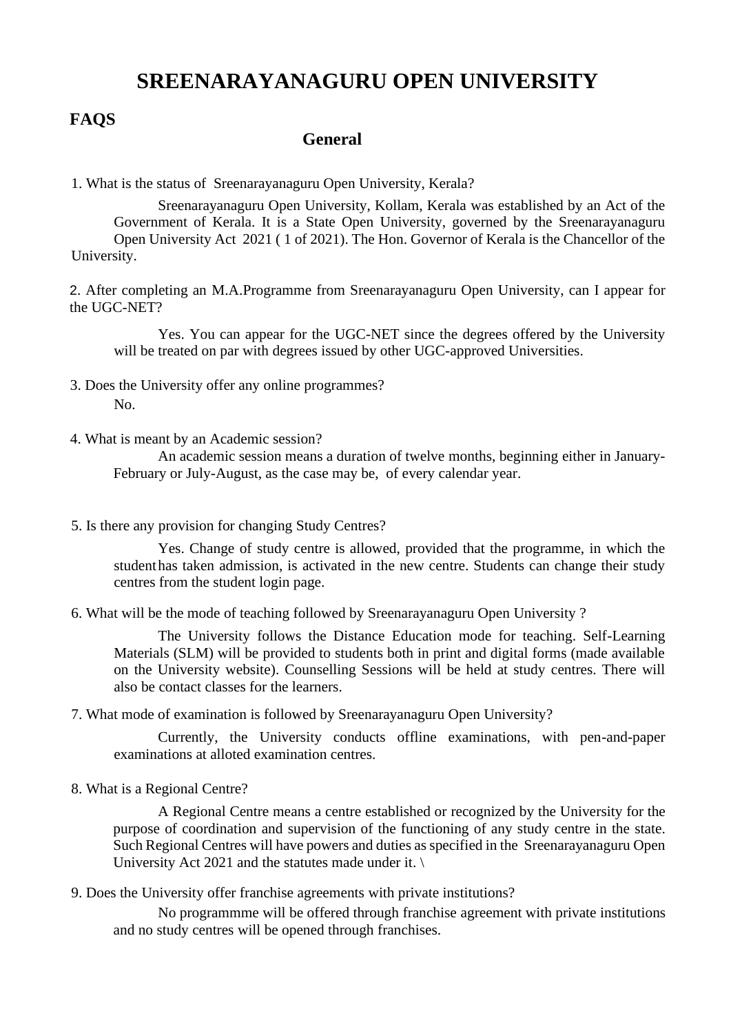# SREENARAYANAGURU OPEN UNIVERSITY

## FAQS

### General

1. What is the status of Sreenarayanaguru Open University, Kerala?

   Sreenarayanaguru Open University, Kollam, Kerala was established by an Act of the Government of Kerala. It is a State Open University, governed by the Sreenarayanaguru Open University Act 2021 ( 1 of 2021). The Hon. Governor of Kerala is the Chancellor of the University.

2. After completing an M.A.Programme from Sreenarayanaguru Open University, can I appear for the UGC-NET?

   Yes. You can appear for the UGC-NET since the degrees offered by the University will be treated on par with degrees issued by other UGC-approved Universities.

3. Does the University offer any online programmes?

   No.

4. What is meant by an Academic session?

   An academic session means a duration of twelve months, beginning either in January-February or July-August, as the case may be, of every calendar year.

5. Is there any provision for changing Study Centres?

   Yes. Change of study centre is allowed, provided that the programme, in which the student has taken admission, is activated in the new centre. Students can change their study centres from the student login page.

6. What will be the mode of teaching followed by Sreenarayanaguru Open University ?

   The University follows the Distance Education mode for teaching. Self-Learning Materials (SLM) will be provided to students both in print and digital forms (made available on the University website). Counselling Sessions will be held at study centres. There will also be contact classes for the learners.

7. What mode of examination is followed by Sreenarayanaguru Open University?

   Currently, the University conducts offline examinations, with pen-and-paper examinations at alloted examination centres.

8. What is a Regional Centre?

   A Regional Centre means a centre established or recognized by the University for the purpose of coordination and supervision of the functioning of any study centre in the state. Such Regional Centres will have powers and duties as specified in the Sreenarayanaguru Open University Act 2021 and the statutes made under it. \

9. Does the University offer franchise agreements with private institutions?

   No programmme will be offered through franchise agreement with private institutions and no study centres will be opened through franchises.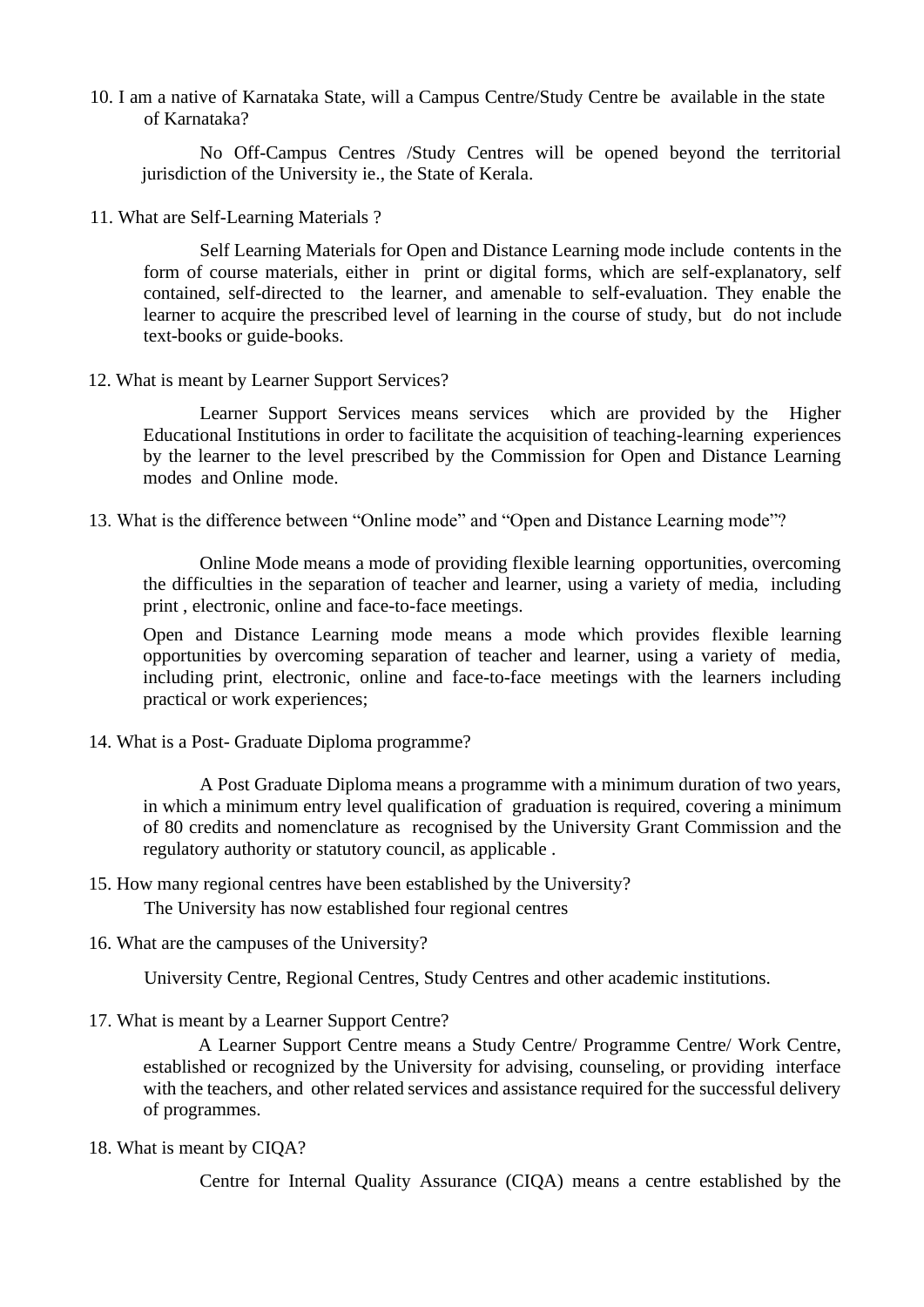10. I am a native of Karnataka State, will a Campus Centre/Study Centre be available in the state of Karnataka?

    No Off-Campus Centres /Study Centres will be opened beyond the territorial jurisdiction of the University ie., the State of Kerala.

11. What are Self-Learning Materials ?

    Self Learning Materials for Open and Distance Learning mode include contents in the form of course materials, either in print or digital forms, which are self-explanatory, self contained, self-directed to the learner, and amenable to self-evaluation. They enable the learner to acquire the prescribed level of learning in the course of study, but do not include text-books or guide-books.

12. What is meant by Learner Support Services?

    Learner Support Services means services which are provided by the Higher Educational Institutions in order to facilitate the acquisition of teaching-learning experiences by the learner to the level prescribed by the Commission for Open and Distance Learning modes and Online mode.

13. What is the difference between "Online mode" and "Open and Distance Learning mode"?

    Online Mode means a mode of providing flexible learning opportunities, overcoming the difficulties in the separation of teacher and learner, using a variety of media, including print , electronic, online and face-to-face meetings.

    Open and Distance Learning mode means a mode which provides flexible learning opportunities by overcoming separation of teacher and learner, using a variety of media, including print, electronic, online and face-to-face meetings with the learners including practical or work experiences;

14. What is a Post- Graduate Diploma programme?

    A Post Graduate Diploma means a programme with a minimum duration of two years, in which a minimum entry level qualification of graduation is required, covering a minimum of 80 credits and nomenclature as recognised by the University Grant Commission and the regulatory authority or statutory council, as applicable .

15. How many regional centres have been established by the University?

    The University has now established four regional centres

16. What are the campuses of the University?

    University Centre, Regional Centres, Study Centres and other academic institutions.

17. What is meant by a Learner Support Centre?

    A Learner Support Centre means a Study Centre/ Programme Centre/ Work Centre, established or recognized by the University for advising, counseling, or providing interface with the teachers, and other related services and assistance required for the successful delivery of programmes.

18. What is meant by CIQA?

    Centre for Internal Quality Assurance (CIQA) means a centre established by the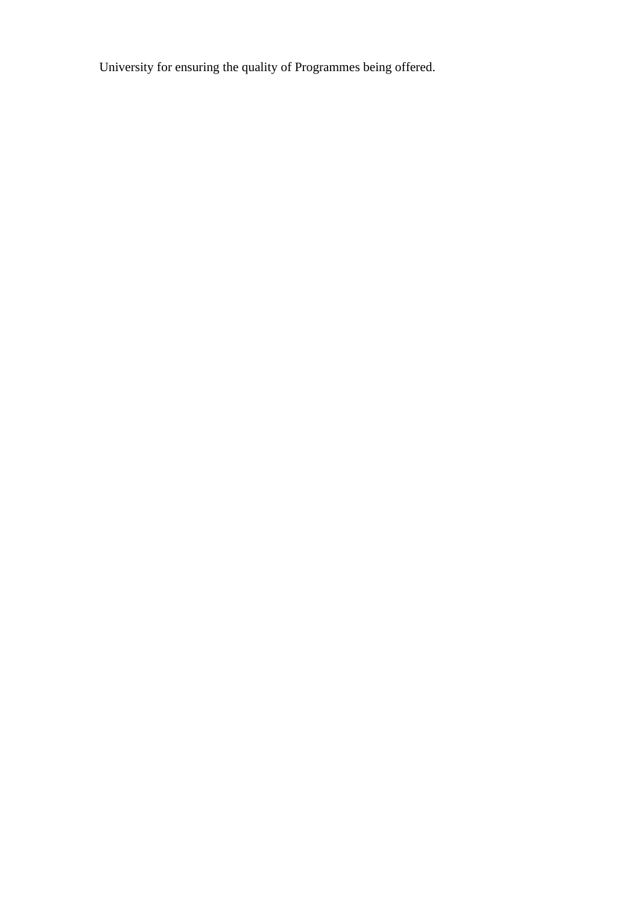University for ensuring the quality of Programmes being offered.